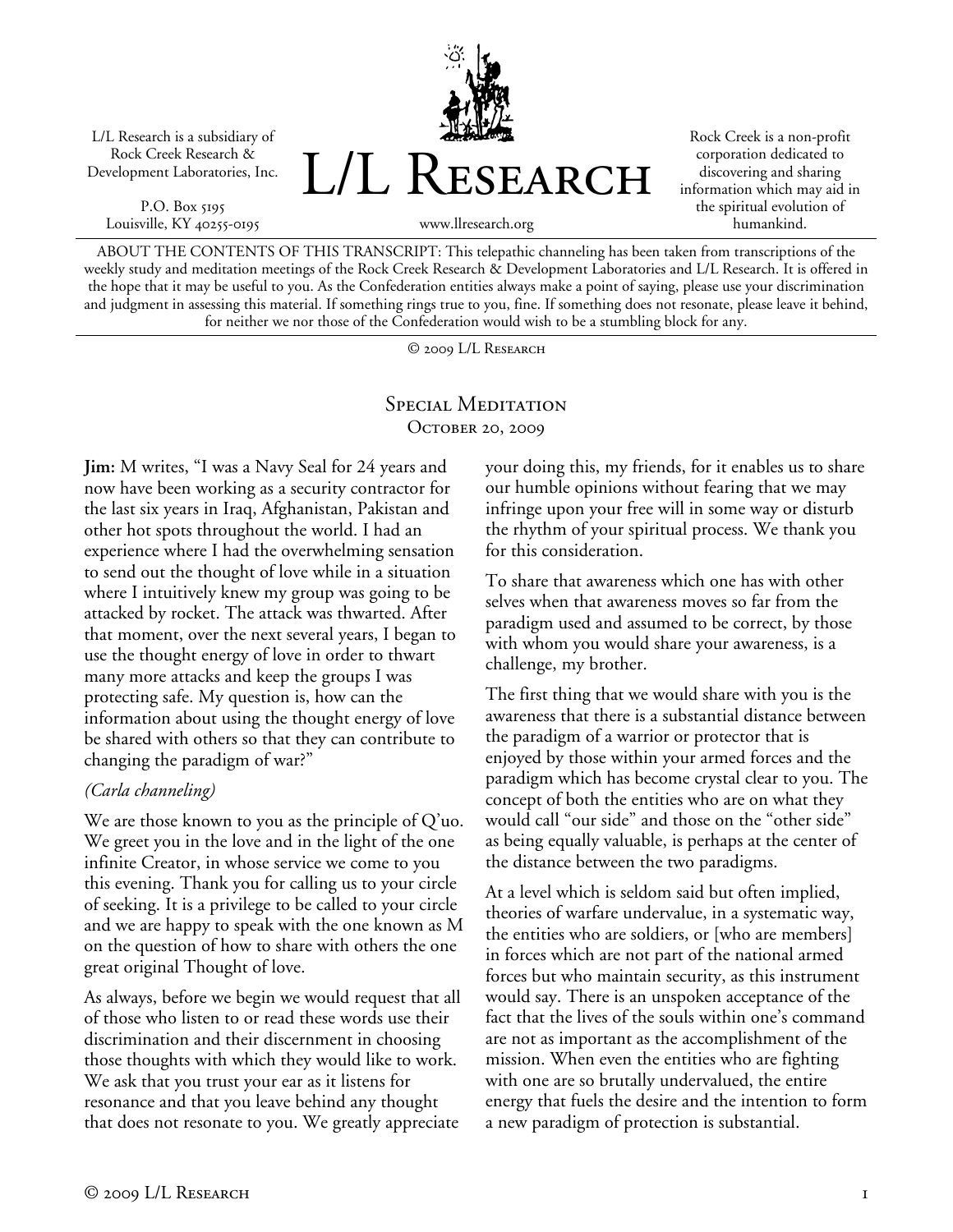L/L Research is a subsidiary of Rock Creek Research & Development Laboratories, Inc.

P.O. Box 5195
Louisville, KY 40255-0195

# L/L Research

www.llresearch.org

Rock Creek is a non-profit corporation dedicated to discovering and sharing information which may aid in the spiritual evolution of humankind.

ABOUT THE CONTENTS OF THIS TRANSCRIPT: This telepathic channeling has been taken from transcriptions of the weekly study and meditation meetings of the Rock Creek Research & Development Laboratories and L/L Research. It is offered in the hope that it may be useful to you. As the Confederation entities always make a point of saying, please use your discrimination and judgment in assessing this material. If something rings true to you, fine. If something does not resonate, please leave it behind, for neither we nor those of the Confederation would wish to be a stumbling block for any.

© 2009 L/L Research

## Special Meditation
October 20, 2009

**Jim:** M writes, "I was a Navy Seal for 24 years and now have been working as a security contractor for the last six years in Iraq, Afghanistan, Pakistan and other hot spots throughout the world. I had an experience where I had the overwhelming sensation to send out the thought of love while in a situation where I intuitively knew my group was going to be attacked by rocket. The attack was thwarted. After that moment, over the next several years, I began to use the thought energy of love in order to thwart many more attacks and keep the groups I was protecting safe. My question is, how can the information about using the thought energy of love be shared with others so that they can contribute to changing the paradigm of war?"

*(Carla channeling)*

We are those known to you as the principle of Q'uo. We greet you in the love and in the light of the one infinite Creator, in whose service we come to you this evening. Thank you for calling us to your circle of seeking. It is a privilege to be called to your circle and we are happy to speak with the one known as M on the question of how to share with others the one great original Thought of love.

As always, before we begin we would request that all of those who listen to or read these words use their discrimination and their discernment in choosing those thoughts with which they would like to work. We ask that you trust your ear as it listens for resonance and that you leave behind any thought that does not resonate to you. We greatly appreciate your doing this, my friends, for it enables us to share our humble opinions without fearing that we may infringe upon your free will in some way or disturb the rhythm of your spiritual process. We thank you for this consideration.

To share that awareness which one has with other selves when that awareness moves so far from the paradigm used and assumed to be correct, by those with whom you would share your awareness, is a challenge, my brother.

The first thing that we would share with you is the awareness that there is a substantial distance between the paradigm of a warrior or protector that is enjoyed by those within your armed forces and the paradigm which has become crystal clear to you. The concept of both the entities who are on what they would call "our side" and those on the "other side" as being equally valuable, is perhaps at the center of the distance between the two paradigms.

At a level which is seldom said but often implied, theories of warfare undervalue, in a systematic way, the entities who are soldiers, or [who are members] in forces which are not part of the national armed forces but who maintain security, as this instrument would say. There is an unspoken acceptance of the fact that the lives of the souls within one's command are not as important as the accomplishment of the mission. When even the entities who are fighting with one are so brutally undervalued, the entire energy that fuels the desire and the intention to form a new paradigm of protection is substantial.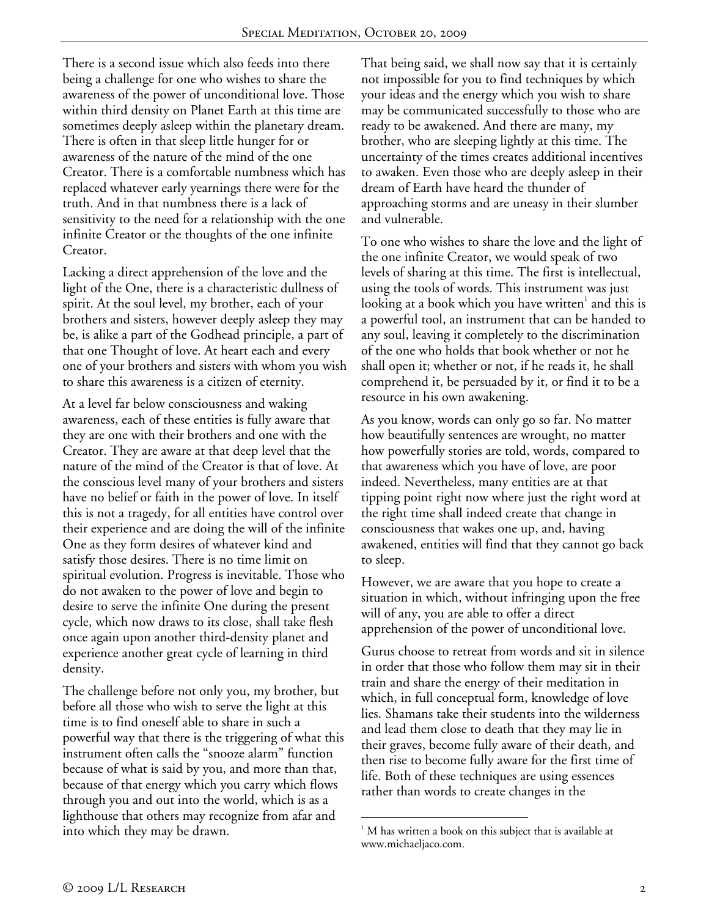There is a second issue which also feeds into there being a challenge for one who wishes to share the awareness of the power of unconditional love. Those within third density on Planet Earth at this time are sometimes deeply asleep within the planetary dream. There is often in that sleep little hunger for or awareness of the nature of the mind of the one Creator. There is a comfortable numbness which has replaced whatever early yearnings there were for the truth. And in that numbness there is a lack of sensitivity to the need for a relationship with the one infinite Creator or the thoughts of the one infinite Creator.

Lacking a direct apprehension of the love and the light of the One, there is a characteristic dullness of spirit. At the soul level, my brother, each of your brothers and sisters, however deeply asleep they may be, is alike a part of the Godhead principle, a part of that one Thought of love. At heart each and every one of your brothers and sisters with whom you wish to share this awareness is a citizen of eternity.

At a level far below consciousness and waking awareness, each of these entities is fully aware that they are one with their brothers and one with the Creator. They are aware at that deep level that the nature of the mind of the Creator is that of love. At the conscious level many of your brothers and sisters have no belief or faith in the power of love. In itself this is not a tragedy, for all entities have control over their experience and are doing the will of the infinite One as they form desires of whatever kind and satisfy those desires. There is no time limit on spiritual evolution. Progress is inevitable. Those who do not awaken to the power of love and begin to desire to serve the infinite One during the present cycle, which now draws to its close, shall take flesh once again upon another third-density planet and experience another great cycle of learning in third density.

The challenge before not only you, my brother, but before all those who wish to serve the light at this time is to find oneself able to share in such a powerful way that there is the triggering of what this instrument often calls the "snooze alarm" function because of what is said by you, and more than that, because of that energy which you carry which flows through you and out into the world, which is as a lighthouse that others may recognize from afar and into which they may be drawn.

That being said, we shall now say that it is certainly not impossible for you to find techniques by which your ideas and the energy which you wish to share may be communicated successfully to those who are ready to be awakened. And there are many, my brother, who are sleeping lightly at this time. The uncertainty of the times creates additional incentives to awaken. Even those who are deeply asleep in their dream of Earth have heard the thunder of approaching storms and are uneasy in their slumber and vulnerable.

To one who wishes to share the love and the light of the one infinite Creator, we would speak of two levels of sharing at this time. The first is intellectual, using the tools of words. This instrument was just looking at a book which you have written[1] and this is a powerful tool, an instrument that can be handed to any soul, leaving it completely to the discrimination of the one who holds that book whether or not he shall open it; whether or not, if he reads it, he shall comprehend it, be persuaded by it, or find it to be a resource in his own awakening.

As you know, words can only go so far. No matter how beautifully sentences are wrought, no matter how powerfully stories are told, words, compared to that awareness which you have of love, are poor indeed. Nevertheless, many entities are at that tipping point right now where just the right word at the right time shall indeed create that change in consciousness that wakes one up, and, having awakened, entities will find that they cannot go back to sleep.

However, we are aware that you hope to create a situation in which, without infringing upon the free will of any, you are able to offer a direct apprehension of the power of unconditional love.

Gurus choose to retreat from words and sit in silence in order that those who follow them may sit in their train and share the energy of their meditation in which, in full conceptual form, knowledge of love lies. Shamans take their students into the wilderness and lead them close to death that they may lie in their graves, become fully aware of their death, and then rise to become fully aware for the first time of life. Both of these techniques are using essences rather than words to create changes in the

[1] M has written a book on this subject that is available at www.michaeljaco.com.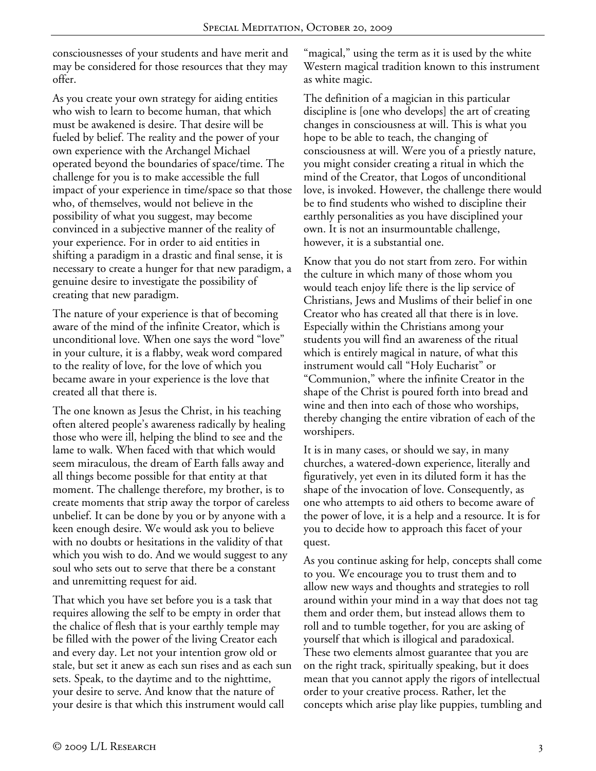consciousnesses of your students and have merit and may be considered for those resources that they may offer.

As you create your own strategy for aiding entities who wish to learn to become human, that which must be awakened is desire. That desire will be fueled by belief. The reality and the power of your own experience with the Archangel Michael operated beyond the boundaries of space/time. The challenge for you is to make accessible the full impact of your experience in time/space so that those who, of themselves, would not believe in the possibility of what you suggest, may become convinced in a subjective manner of the reality of your experience. For in order to aid entities in shifting a paradigm in a drastic and final sense, it is necessary to create a hunger for that new paradigm, a genuine desire to investigate the possibility of creating that new paradigm.

The nature of your experience is that of becoming aware of the mind of the infinite Creator, which is unconditional love. When one says the word "love" in your culture, it is a flabby, weak word compared to the reality of love, for the love of which you became aware in your experience is the love that created all that there is.

The one known as Jesus the Christ, in his teaching often altered people's awareness radically by healing those who were ill, helping the blind to see and the lame to walk. When faced with that which would seem miraculous, the dream of Earth falls away and all things become possible for that entity at that moment. The challenge therefore, my brother, is to create moments that strip away the torpor of careless unbelief. It can be done by you or by anyone with a keen enough desire. We would ask you to believe with no doubts or hesitations in the validity of that which you wish to do. And we would suggest to any soul who sets out to serve that there be a constant and unremitting request for aid.

That which you have set before you is a task that requires allowing the self to be empty in order that the chalice of flesh that is your earthly temple may be filled with the power of the living Creator each and every day. Let not your intention grow old or stale, but set it anew as each sun rises and as each sun sets. Speak, to the daytime and to the nighttime, your desire to serve. And know that the nature of your desire is that which this instrument would call "magical," using the term as it is used by the white Western magical tradition known to this instrument as white magic.

The definition of a magician in this particular discipline is [one who develops] the art of creating changes in consciousness at will. This is what you hope to be able to teach, the changing of consciousness at will. Were you of a priestly nature, you might consider creating a ritual in which the mind of the Creator, that Logos of unconditional love, is invoked. However, the challenge there would be to find students who wished to discipline their earthly personalities as you have disciplined your own. It is not an insurmountable challenge, however, it is a substantial one.

Know that you do not start from zero. For within the culture in which many of those whom you would teach enjoy life there is the lip service of Christians, Jews and Muslims of their belief in one Creator who has created all that there is in love. Especially within the Christians among your students you will find an awareness of the ritual which is entirely magical in nature, of what this instrument would call "Holy Eucharist" or "Communion," where the infinite Creator in the shape of the Christ is poured forth into bread and wine and then into each of those who worships, thereby changing the entire vibration of each of the worshipers.

It is in many cases, or should we say, in many churches, a watered-down experience, literally and figuratively, yet even in its diluted form it has the shape of the invocation of love. Consequently, as one who attempts to aid others to become aware of the power of love, it is a help and a resource. It is for you to decide how to approach this facet of your quest.

As you continue asking for help, concepts shall come to you. We encourage you to trust them and to allow new ways and thoughts and strategies to roll around within your mind in a way that does not tag them and order them, but instead allows them to roll and to tumble together, for you are asking of yourself that which is illogical and paradoxical. These two elements almost guarantee that you are on the right track, spiritually speaking, but it does mean that you cannot apply the rigors of intellectual order to your creative process. Rather, let the concepts which arise play like puppies, tumbling and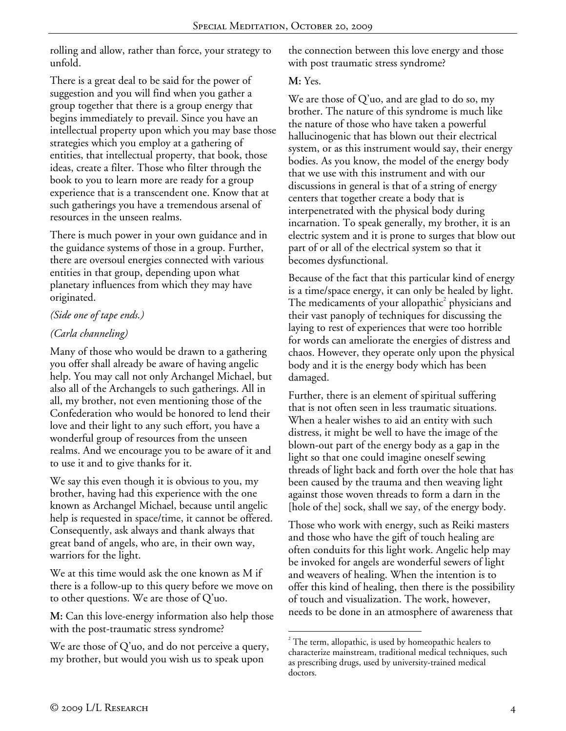rolling and allow, rather than force, your strategy to unfold.

There is a great deal to be said for the power of suggestion and you will find when you gather a group together that there is a group energy that begins immediately to prevail. Since you have an intellectual property upon which you may base those strategies which you employ at a gathering of entities, that intellectual property, that book, those ideas, create a filter. Those who filter through the book to you to learn more are ready for a group experience that is a transcendent one. Know that at such gatherings you have a tremendous arsenal of resources in the unseen realms.

There is much power in your own guidance and in the guidance systems of those in a group. Further, there are oversoul energies connected with various entities in that group, depending upon what planetary influences from which they may have originated.

*(Side one of tape ends.)*

*(Carla channeling)*

Many of those who would be drawn to a gathering you offer shall already be aware of having angelic help. You may call not only Archangel Michael, but also all of the Archangels to such gatherings. All in all, my brother, not even mentioning those of the Confederation who would be honored to lend their love and their light to any such effort, you have a wonderful group of resources from the unseen realms. And we encourage you to be aware of it and to use it and to give thanks for it.

We say this even though it is obvious to you, my brother, having had this experience with the one known as Archangel Michael, because until angelic help is requested in space/time, it cannot be offered. Consequently, ask always and thank always that great band of angels, who are, in their own way, warriors for the light.

We at this time would ask the one known as M if there is a follow-up to this query before we move on to other questions. We are those of Q'uo.

**M:** Can this love-energy information also help those with the post-traumatic stress syndrome?

We are those of Q'uo, and do not perceive a query, my brother, but would you wish us to speak upon the connection between this love energy and those with post traumatic stress syndrome?

**M:** Yes.

We are those of Q'uo, and are glad to do so, my brother. The nature of this syndrome is much like the nature of those who have taken a powerful hallucinogenic that has blown out their electrical system, or as this instrument would say, their energy bodies. As you know, the model of the energy body that we use with this instrument and with our discussions in general is that of a string of energy centers that together create a body that is interpenetrated with the physical body during incarnation. To speak generally, my brother, it is an electric system and it is prone to surges that blow out part of or all of the electrical system so that it becomes dysfunctional.

Because of the fact that this particular kind of energy is a time/space energy, it can only be healed by light. The medicaments of your allopathic[2] physicians and their vast panoply of techniques for discussing the laying to rest of experiences that were too horrible for words can ameliorate the energies of distress and chaos. However, they operate only upon the physical body and it is the energy body which has been damaged.

Further, there is an element of spiritual suffering that is not often seen in less traumatic situations. When a healer wishes to aid an entity with such distress, it might be well to have the image of the blown-out part of the energy body as a gap in the light so that one could imagine oneself sewing threads of light back and forth over the hole that has been caused by the trauma and then weaving light against those woven threads to form a darn in the [hole of the] sock, shall we say, of the energy body.

Those who work with energy, such as Reiki masters and those who have the gift of touch healing are often conduits for this light work. Angelic help may be invoked for angels are wonderful sewers of light and weavers of healing. When the intention is to offer this kind of healing, then there is the possibility of touch and visualization. The work, however, needs to be done in an atmosphere of awareness that

[2] The term, allopathic, is used by homeopathic healers to characterize mainstream, traditional medical techniques, such as prescribing drugs, used by university-trained medical doctors.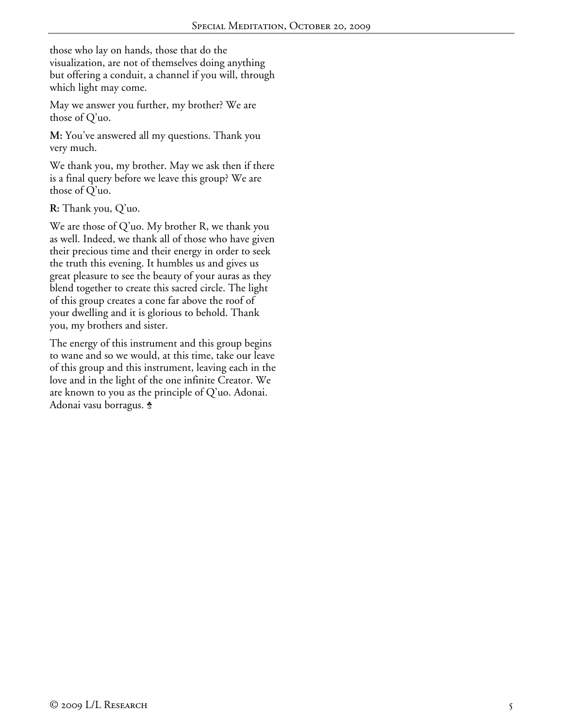those who lay on hands, those that do the visualization, are not of themselves doing anything but offering a conduit, a channel if you will, through which light may come.

May we answer you further, my brother? We are those of Q'uo.

**M:** You've answered all my questions. Thank you very much.

We thank you, my brother. May we ask then if there is a final query before we leave this group? We are those of Q'uo.

**R:** Thank you, Q'uo.

We are those of Q'uo. My brother R, we thank you as well. Indeed, we thank all of those who have given their precious time and their energy in order to seek the truth this evening. It humbles us and gives us great pleasure to see the beauty of your auras as they blend together to create this sacred circle. The light of this group creates a cone far above the roof of your dwelling and it is glorious to behold. Thank you, my brothers and sister.

The energy of this instrument and this group begins to wane and so we would, at this time, take our leave of this group and this instrument, leaving each in the love and in the light of the one infinite Creator. We are known to you as the principle of Q'uo. Adonai. Adonai vasu borragus. ♰

© 2009 L/L Research